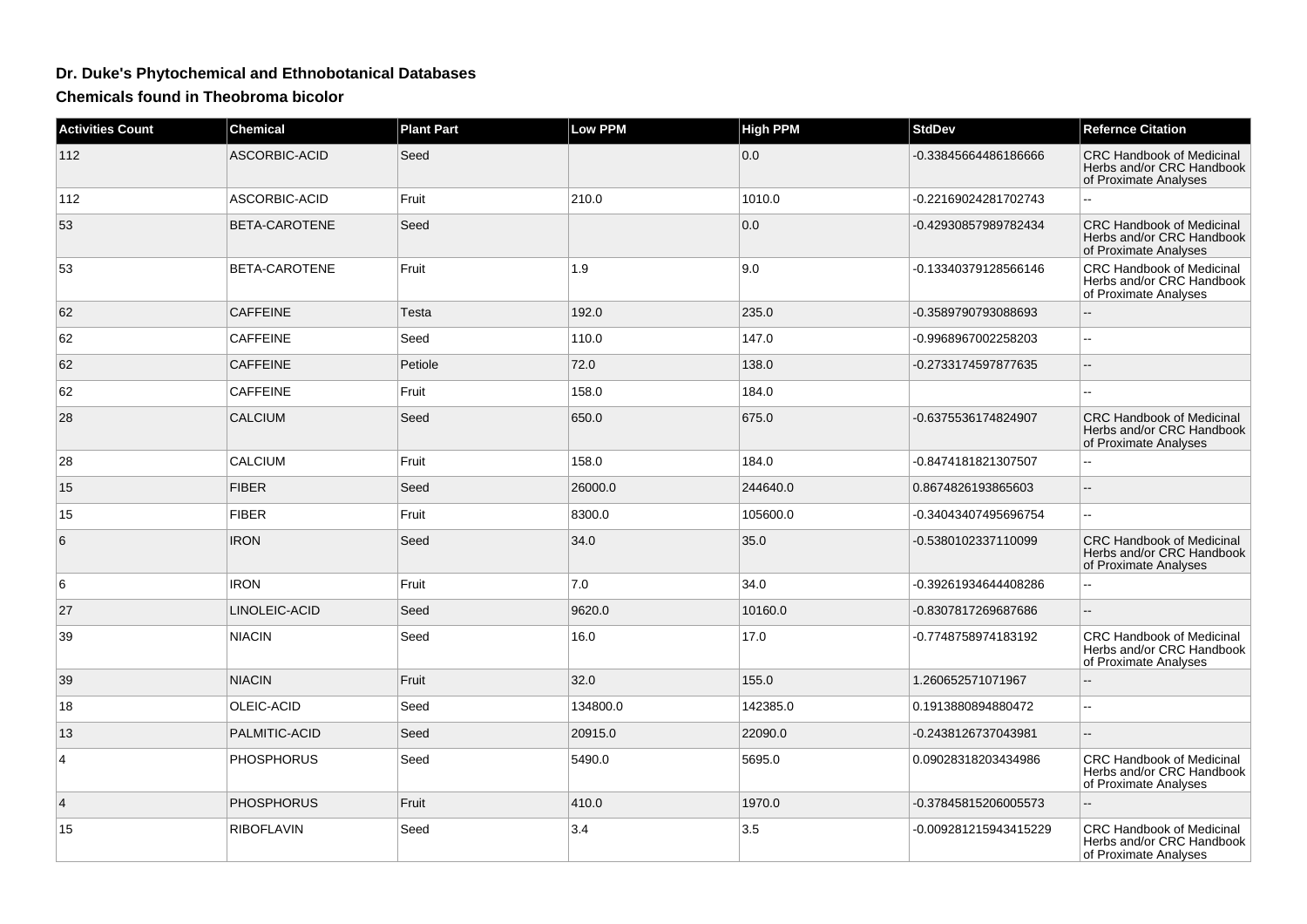# Dr. Duke's Phytochemical and Ethnobotanical Databases

## Chemicals found in Theobroma bicolor

| Activities Count | Chemical | Plant Part | Low PPM | High PPM | StdDev | Refernce Citation |
|---|---|---|---|---|---|---|
| 112 | ASCORBIC-ACID | Seed | | 0.0 | -0.33845664486186666 | CRC Handbook of Medicinal Herbs and/or CRC Handbook of Proximate Analyses |
| 112 | ASCORBIC-ACID | Fruit | 210.0 | 1010.0 | -0.22169024281702743 | -- |
| 53 | BETA-CAROTENE | Seed | | 0.0 | -0.42930857989782434 | CRC Handbook of Medicinal Herbs and/or CRC Handbook of Proximate Analyses |
| 53 | BETA-CAROTENE | Fruit | 1.9 | 9.0 | -0.13340379128566146 | CRC Handbook of Medicinal Herbs and/or CRC Handbook of Proximate Analyses |
| 62 | CAFFEINE | Testa | 192.0 | 235.0 | -0.3589790793088693 | -- |
| 62 | CAFFEINE | Seed | 110.0 | 147.0 | -0.9968967002258203 | -- |
| 62 | CAFFEINE | Petiole | 72.0 | 138.0 | -0.2733174597877635 | -- |
| 62 | CAFFEINE | Fruit | 158.0 | 184.0 | | -- |
| 28 | CALCIUM | Seed | 650.0 | 675.0 | -0.6375536174824907 | CRC Handbook of Medicinal Herbs and/or CRC Handbook of Proximate Analyses |
| 28 | CALCIUM | Fruit | 158.0 | 184.0 | -0.8474181821307507 | -- |
| 15 | FIBER | Seed | 26000.0 | 244640.0 | 0.8674826193865603 | -- |
| 15 | FIBER | Fruit | 8300.0 | 105600.0 | -0.34043407495696754 | -- |
| 6 | IRON | Seed | 34.0 | 35.0 | -0.5380102337110099 | CRC Handbook of Medicinal Herbs and/or CRC Handbook of Proximate Analyses |
| 6 | IRON | Fruit | 7.0 | 34.0 | -0.39261934644408286 | -- |
| 27 | LINOLEIC-ACID | Seed | 9620.0 | 10160.0 | -0.8307817269687686 | -- |
| 39 | NIACIN | Seed | 16.0 | 17.0 | -0.7748758974183192 | CRC Handbook of Medicinal Herbs and/or CRC Handbook of Proximate Analyses |
| 39 | NIACIN | Fruit | 32.0 | 155.0 | 1.260652571071967 | -- |
| 18 | OLEIC-ACID | Seed | 134800.0 | 142385.0 | 0.1913880894880472 | -- |
| 13 | PALMITIC-ACID | Seed | 20915.0 | 22090.0 | -0.2438126737043981 | -- |
| 4 | PHOSPHORUS | Seed | 5490.0 | 5695.0 | 0.09028318203434986 | CRC Handbook of Medicinal Herbs and/or CRC Handbook of Proximate Analyses |
| 4 | PHOSPHORUS | Fruit | 410.0 | 1970.0 | -0.37845815206005573 | -- |
| 15 | RIBOFLAVIN | Seed | 3.4 | 3.5 | -0.009281215943415229 | CRC Handbook of Medicinal Herbs and/or CRC Handbook of Proximate Analyses |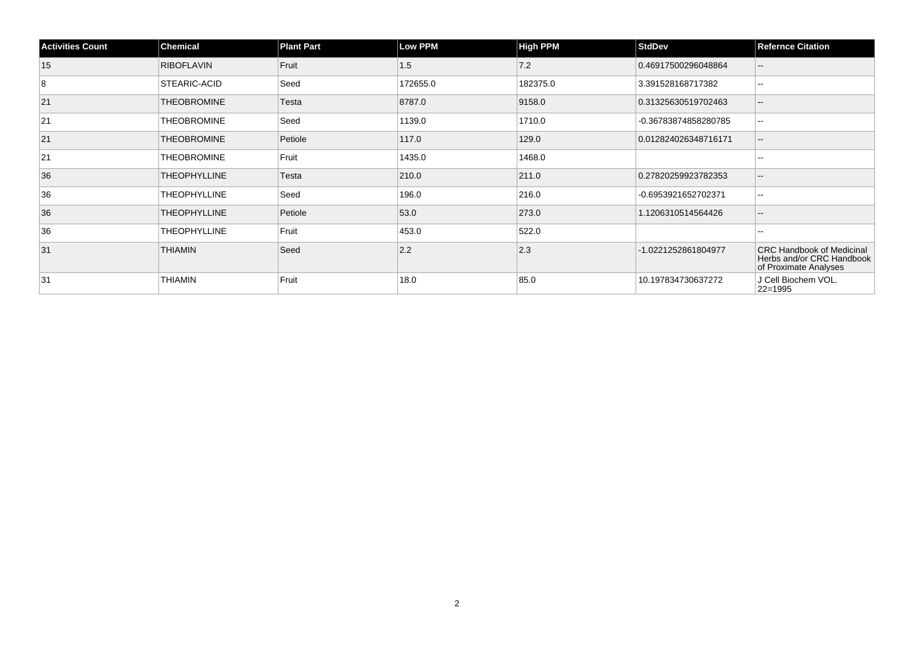| Activities Count | Chemical | Plant Part | Low PPM | High PPM | StdDev | Refernce Citation |
| --- | --- | --- | --- | --- | --- | --- |
| 15 | RIBOFLAVIN | Fruit | 1.5 | 7.2 | 0.46917500296048864 | -- |
| 8 | STEARIC-ACID | Seed | 172655.0 | 182375.0 | 3.391528168717382 | -- |
| 21 | THEOBROMINE | Testa | 8787.0 | 9158.0 | 0.31325630519702463 | -- |
| 21 | THEOBROMINE | Seed | 1139.0 | 1710.0 | -0.36783874858280785 | -- |
| 21 | THEOBROMINE | Petiole | 117.0 | 129.0 | 0.012824026348716171 | -- |
| 21 | THEOBROMINE | Fruit | 1435.0 | 1468.0 | | -- |
| 36 | THEOPHYLLINE | Testa | 210.0 | 211.0 | 0.27820259923782353 | -- |
| 36 | THEOPHYLLINE | Seed | 196.0 | 216.0 | -0.6953921652702371 | -- |
| 36 | THEOPHYLLINE | Petiole | 53.0 | 273.0 | 1.1206310514564426 | -- |
| 36 | THEOPHYLLINE | Fruit | 453.0 | 522.0 | | -- |
| 31 | THIAMIN | Seed | 2.2 | 2.3 | -1.0221252861804977 | CRC Handbook of Medicinal Herbs and/or CRC Handbook of Proximate Analyses |
| 31 | THIAMIN | Fruit | 18.0 | 85.0 | 10.197834730637272 | J Cell Biochem VOL. 22=1995 |